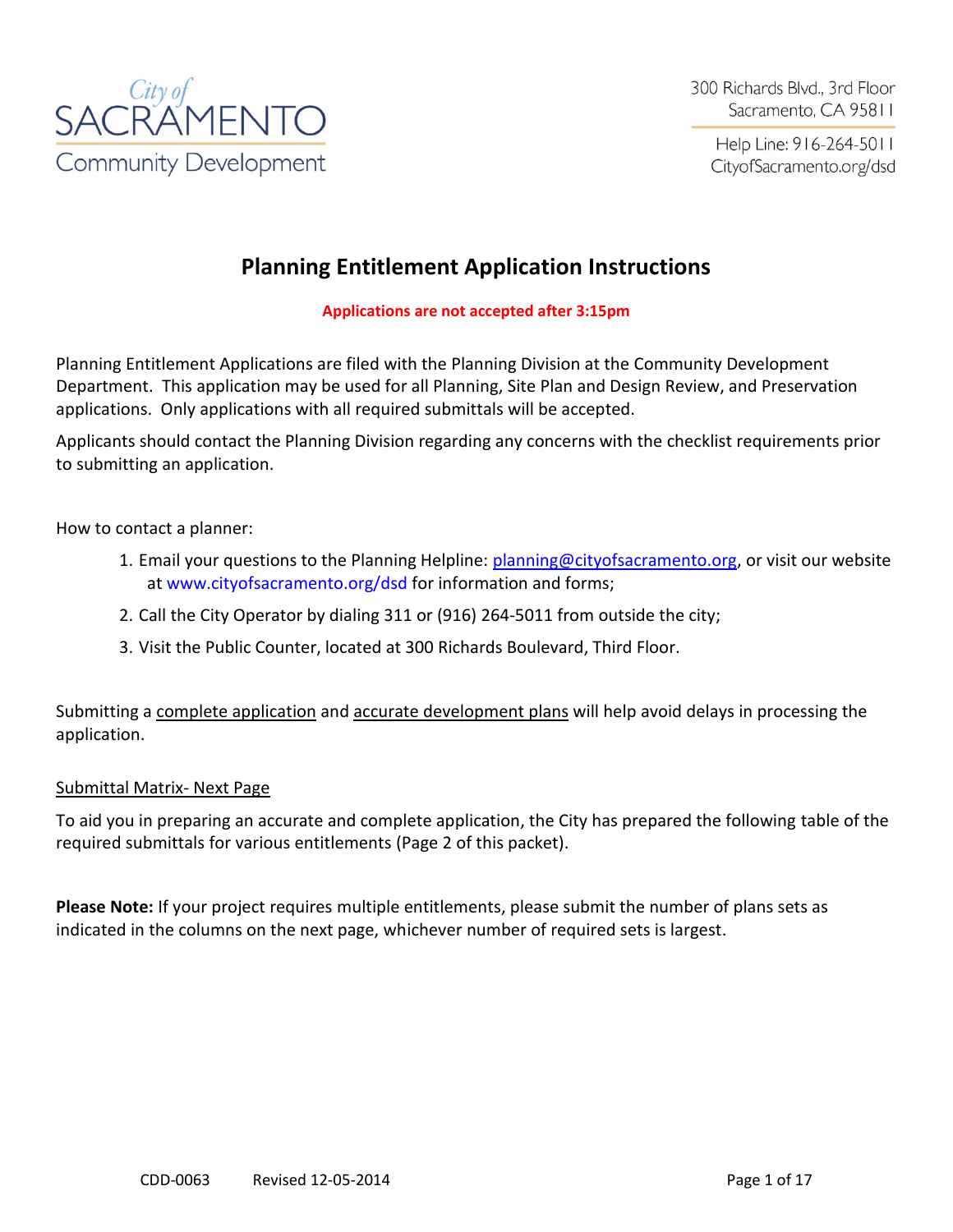City of SACRAMENTO Community Development

300 Richards Blvd., 3rd Floor
Sacramento, CA 95811

Help Line: 916-264-5011
CityofSacramento.org/dsd

# Planning Entitlement Application Instructions

**Applications are not accepted after 3:15pm**

Planning Entitlement Applications are filed with the Planning Division at the Community Development Department. This application may be used for all Planning, Site Plan and Design Review, and Preservation applications. Only applications with all required submittals will be accepted.

Applicants should contact the Planning Division regarding any concerns with the checklist requirements prior to submitting an application.

How to contact a planner:

1. Email your questions to the Planning Helpline: planning@cityofsacramento.org, or visit our website at www.cityofsacramento.org/dsd for information and forms;
2. Call the City Operator by dialing 311 or (916) 264-5011 from outside the city;
3. Visit the Public Counter, located at 300 Richards Boulevard, Third Floor.

Submitting a complete application and accurate development plans will help avoid delays in processing the application.

Submittal Matrix- Next Page

To aid you in preparing an accurate and complete application, the City has prepared the following table of the required submittals for various entitlements (Page 2 of this packet).

**Please Note:** If your project requires multiple entitlements, please submit the number of plans sets as indicated in the columns on the next page, whichever number of required sets is largest.

CDD-0063 Revised 12-05-2014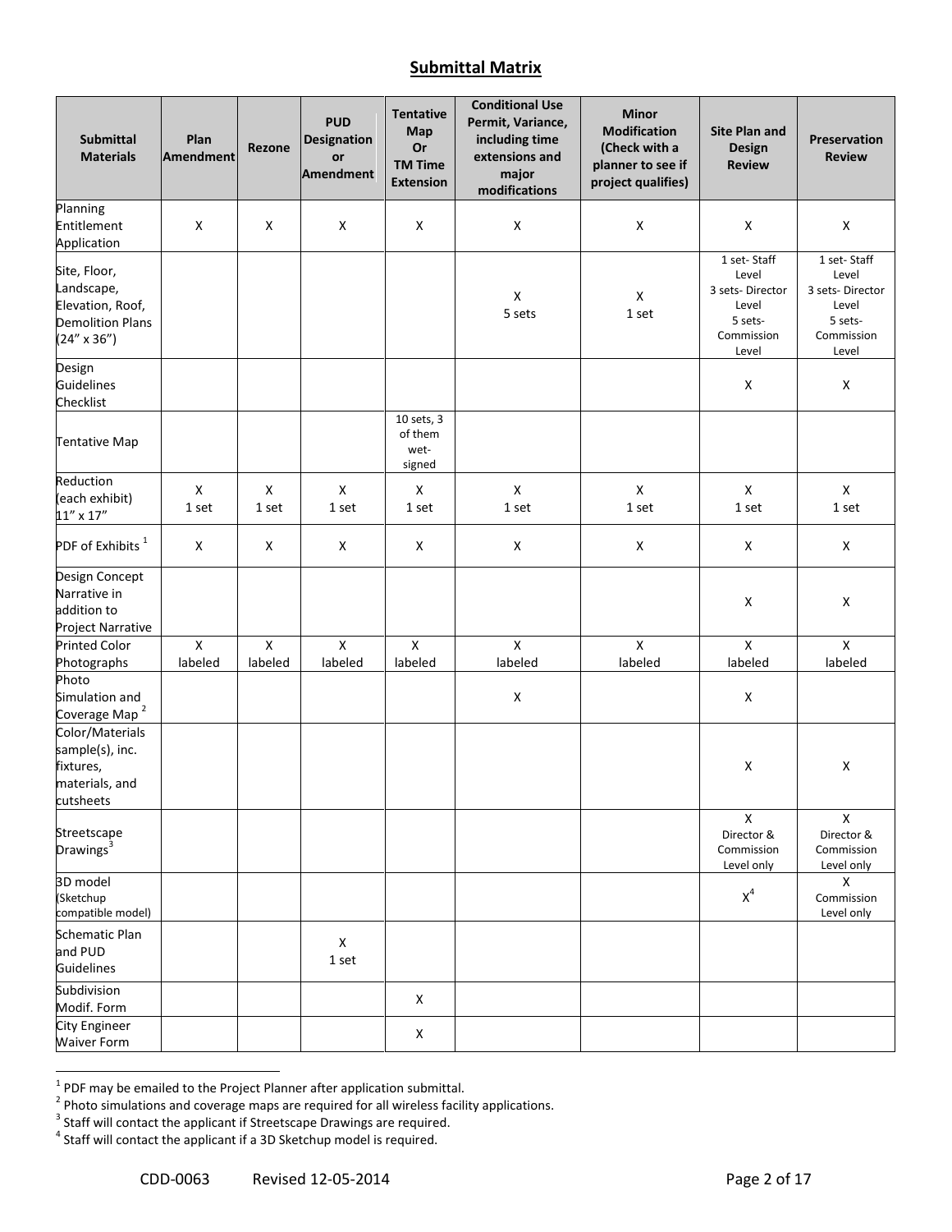## Submittal Matrix

| Submittal Materials | Plan Amendment | Rezone | PUD Designation or Amendment | Tentative Map Or TM Time Extension | Conditional Use Permit, Variance, including time extensions and major modifications | Minor Modification (Check with a planner to see if project qualifies) | Site Plan and Design Review | Preservation Review |
|---|---|---|---|---|---|---|---|---|
| Planning Entitlement Application | X | X | X | X | X | X | X | X |
| Site, Floor, Landscape, Elevation, Roof, Demolition Plans (24" x 36") | | | | | X 5 sets | X 1 set | 1 set- Staff Level 3 sets- Director Level 5 sets- Commission Level | 1 set- Staff Level 3 sets- Director Level 5 sets- Commission Level |
| Design Guidelines Checklist | | | | | | | X | X |
| Tentative Map | | | | 10 sets, 3 of them wet-signed | | | | |
| Reduction (each exhibit) 11" x 17" | X 1 set | X 1 set | X 1 set | X 1 set | X 1 set | X 1 set | X 1 set | X 1 set |
| PDF of Exhibits [1] | X | X | X | X | X | X | X | X |
| Design Concept Narrative in addition to Project Narrative | | | | | | | X | X |
| Printed Color Photographs | X labeled | X labeled | X labeled | X labeled | X labeled | X labeled | X labeled | X labeled |
| Photo Simulation and Coverage Map [2] | | | | | X | | X | |
| Color/Materials sample(s), inc. fixtures, materials, and cutsheets | | | | | | | X | X |
| Streetscape Drawings[3] | | | | | | | X Director & Commission Level only | X Director & Commission Level only |
| 3D model (Sketchup compatible model) | | | | | | | X[4] | X Commission Level only |
| Schematic Plan and PUD Guidelines | | | X 1 set | | | | | |
| Subdivision Modif. Form | | | | X | | | | |
| City Engineer Waiver Form | | | | X | | | | |

[1] PDF may be emailed to the Project Planner after application submittal.

[2] Photo simulations and coverage maps are required for all wireless facility applications.

[3] Staff will contact the applicant if Streetscape Drawings are required.

[4] Staff will contact the applicant if a 3D Sketchup model is required.

CDD-0063 Revised 12-05-2014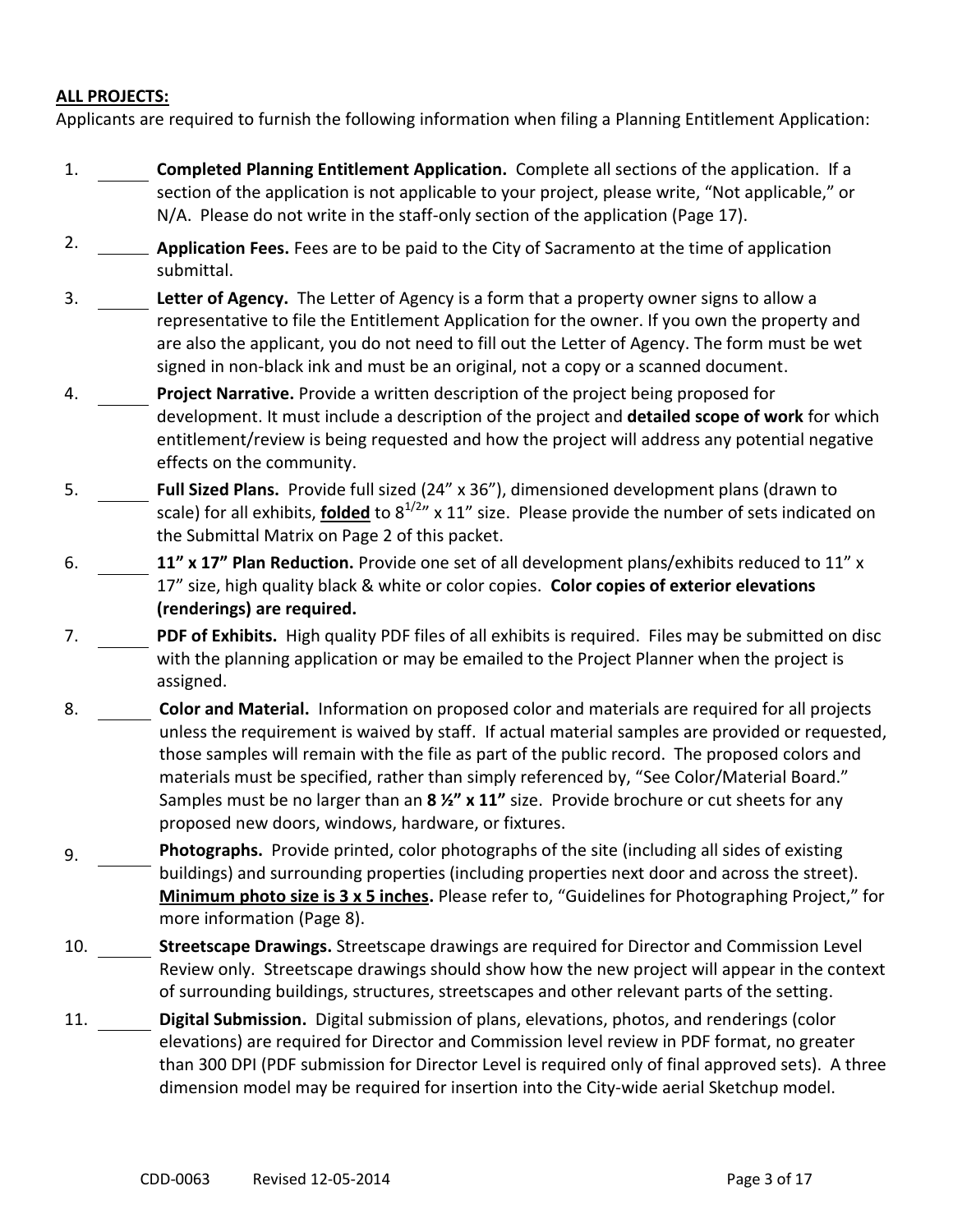**ALL PROJECTS:**

Applicants are required to furnish the following information when filing a Planning Entitlement Application:

1. ______ **Completed Planning Entitlement Application.** Complete all sections of the application. If a section of the application is not applicable to your project, please write, "Not applicable," or N/A. Please do not write in the staff-only section of the application (Page 17).
2. ______ **Application Fees.** Fees are to be paid to the City of Sacramento at the time of application submittal.
3. ______ **Letter of Agency.** The Letter of Agency is a form that a property owner signs to allow a representative to file the Entitlement Application for the owner. If you own the property and are also the applicant, you do not need to fill out the Letter of Agency. The form must be wet signed in non-black ink and must be an original, not a copy or a scanned document.
4. ______ **Project Narrative.** Provide a written description of the project being proposed for development. It must include a description of the project and **detailed scope of work** for which entitlement/review is being requested and how the project will address any potential negative effects on the community.
5. ______ **Full Sized Plans.** Provide full sized (24" x 36"), dimensioned development plans (drawn to scale) for all exhibits, **folded** to $8^{1/2}$" x 11" size. Please provide the number of sets indicated on the Submittal Matrix on Page 2 of this packet.
6. ______ **11" x 17" Plan Reduction.** Provide one set of all development plans/exhibits reduced to 11" x 17" size, high quality black & white or color copies. **Color copies of exterior elevations (renderings) are required.**
7. ______ **PDF of Exhibits.** High quality PDF files of all exhibits is required. Files may be submitted on disc with the planning application or may be emailed to the Project Planner when the project is assigned.
8. ______ **Color and Material.** Information on proposed color and materials are required for all projects unless the requirement is waived by staff. If actual material samples are provided or requested, those samples will remain with the file as part of the public record. The proposed colors and materials must be specified, rather than simply referenced by, "See Color/Material Board." Samples must be no larger than an **8 ½" x 11"** size. Provide brochure or cut sheets for any proposed new doors, windows, hardware, or fixtures.
9. ______ **Photographs.** Provide printed, color photographs of the site (including all sides of existing buildings) and surrounding properties (including properties next door and across the street). **Minimum photo size is 3 x 5 inches.** Please refer to, "Guidelines for Photographing Project," for more information (Page 8).
10. ______ **Streetscape Drawings.** Streetscape drawings are required for Director and Commission Level Review only. Streetscape drawings should show how the new project will appear in the context of surrounding buildings, structures, streetscapes and other relevant parts of the setting.
11. ______ **Digital Submission.** Digital submission of plans, elevations, photos, and renderings (color elevations) are required for Director and Commission level review in PDF format, no greater than 300 DPI (PDF submission for Director Level is required only of final approved sets). A three dimension model may be required for insertion into the City-wide aerial Sketchup model.

CDD-0063 Revised 12-05-2014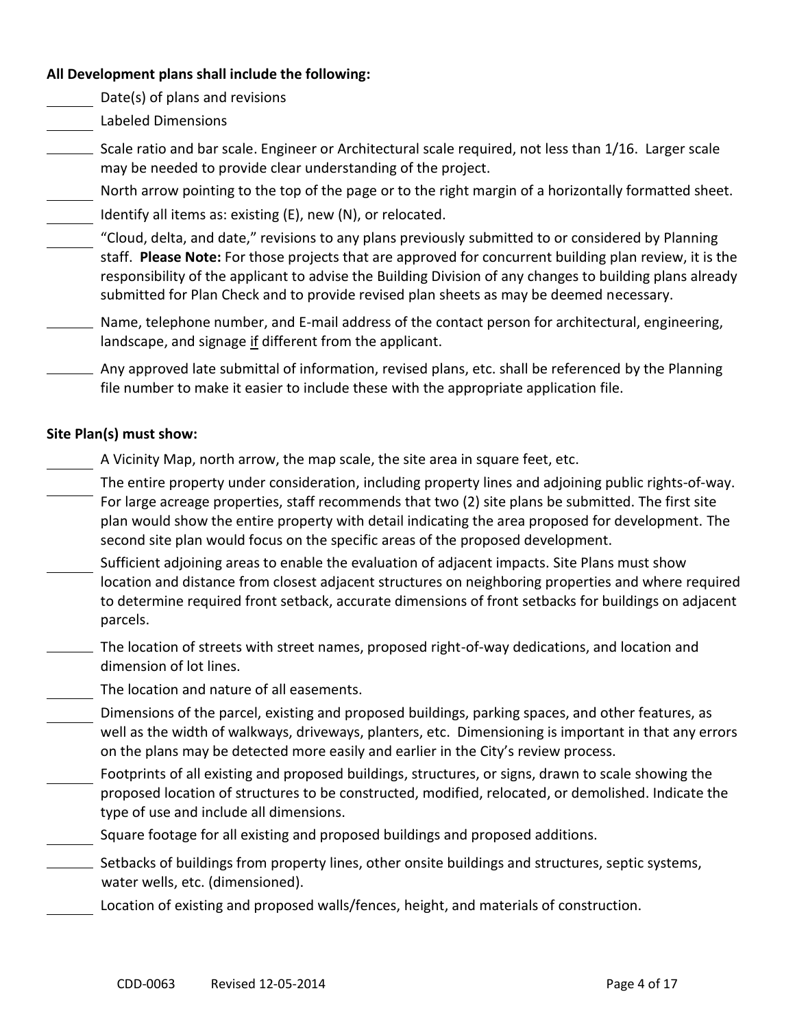**All Development plans shall include the following:**

- ______ Date(s) of plans and revisions
- ______ Labeled Dimensions
- ______ Scale ratio and bar scale. Engineer or Architectural scale required, not less than 1/16. Larger scale may be needed to provide clear understanding of the project.
- ______ North arrow pointing to the top of the page or to the right margin of a horizontally formatted sheet.
- ______ Identify all items as: existing (E), new (N), or relocated.
- ______ "Cloud, delta, and date," revisions to any plans previously submitted to or considered by Planning staff. **Please Note:** For those projects that are approved for concurrent building plan review, it is the responsibility of the applicant to advise the Building Division of any changes to building plans already submitted for Plan Check and to provide revised plan sheets as may be deemed necessary.
- ______ Name, telephone number, and E-mail address of the contact person for architectural, engineering, landscape, and signage if different from the applicant.
- ______ Any approved late submittal of information, revised plans, etc. shall be referenced by the Planning file number to make it easier to include these with the appropriate application file.

**Site Plan(s) must show:**

- ______ A Vicinity Map, north arrow, the map scale, the site area in square feet, etc.
- ______ The entire property under consideration, including property lines and adjoining public rights-of-way. For large acreage properties, staff recommends that two (2) site plans be submitted. The first site plan would show the entire property with detail indicating the area proposed for development. The second site plan would focus on the specific areas of the proposed development.
- ______ Sufficient adjoining areas to enable the evaluation of adjacent impacts. Site Plans must show location and distance from closest adjacent structures on neighboring properties and where required to determine required front setback, accurate dimensions of front setbacks for buildings on adjacent parcels.
- ______ The location of streets with street names, proposed right-of-way dedications, and location and dimension of lot lines.
- ______ The location and nature of all easements.
- ______ Dimensions of the parcel, existing and proposed buildings, parking spaces, and other features, as well as the width of walkways, driveways, planters, etc. Dimensioning is important in that any errors on the plans may be detected more easily and earlier in the City's review process.
- ______ Footprints of all existing and proposed buildings, structures, or signs, drawn to scale showing the proposed location of structures to be constructed, modified, relocated, or demolished. Indicate the type of use and include all dimensions.
- ______ Square footage for all existing and proposed buildings and proposed additions.
- ______ Setbacks of buildings from property lines, other onsite buildings and structures, septic systems, water wells, etc. (dimensioned).
- ______ Location of existing and proposed walls/fences, height, and materials of construction.

CDD-0063 Revised 12-05-2014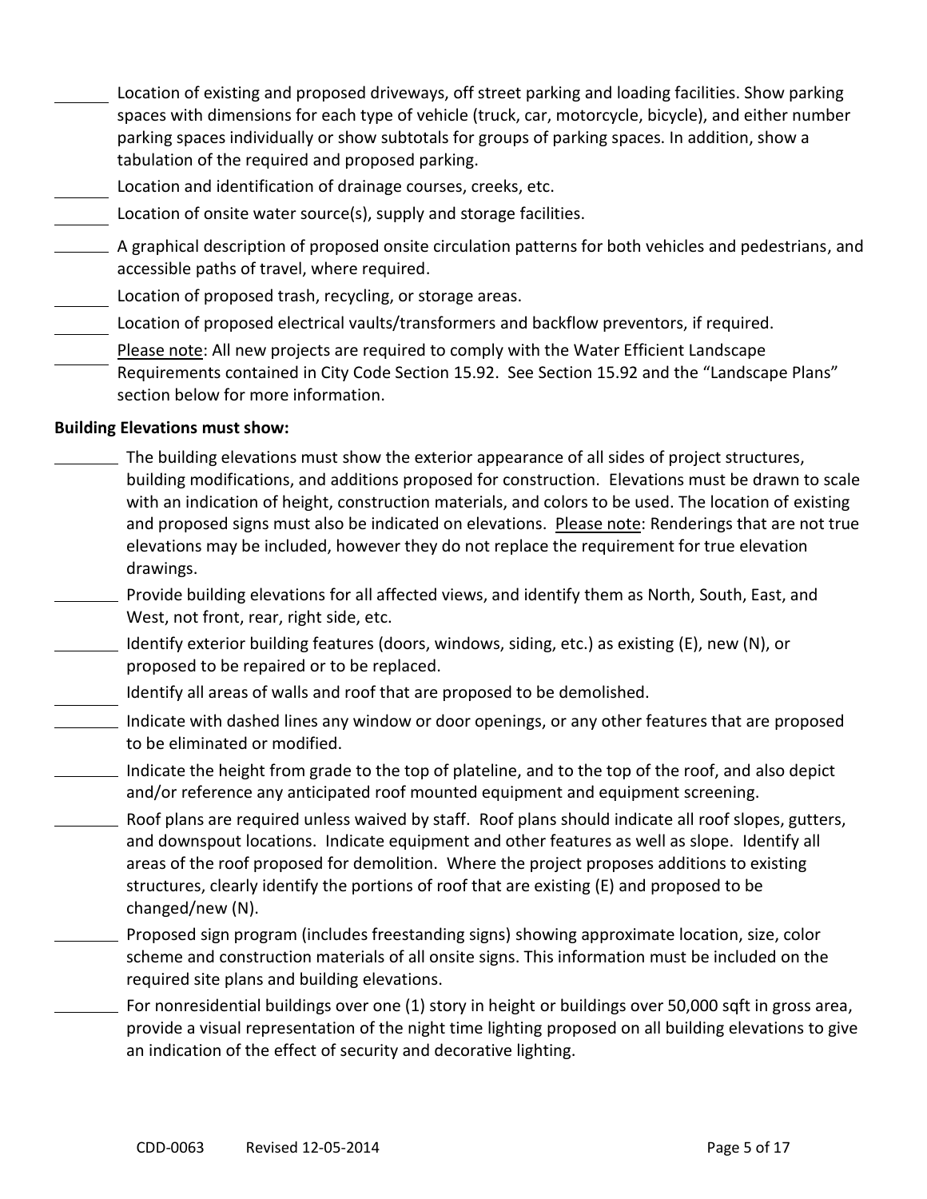- ______ Location of existing and proposed driveways, off street parking and loading facilities. Show parking spaces with dimensions for each type of vehicle (truck, car, motorcycle, bicycle), and either number parking spaces individually or show subtotals for groups of parking spaces. In addition, show a tabulation of the required and proposed parking.
- ______ Location and identification of drainage courses, creeks, etc.
- ______ Location of onsite water source(s), supply and storage facilities.
- ______ A graphical description of proposed onsite circulation patterns for both vehicles and pedestrians, and accessible paths of travel, where required.
- ______ Location of proposed trash, recycling, or storage areas.
- ______ Location of proposed electrical vaults/transformers and backflow preventors, if required.
- ______ Please note: All new projects are required to comply with the Water Efficient Landscape Requirements contained in City Code Section 15.92. See Section 15.92 and the "Landscape Plans" section below for more information.

**Building Elevations must show:**

- ______ The building elevations must show the exterior appearance of all sides of project structures, building modifications, and additions proposed for construction. Elevations must be drawn to scale with an indication of height, construction materials, and colors to be used. The location of existing and proposed signs must also be indicated on elevations. Please note: Renderings that are not true elevations may be included, however they do not replace the requirement for true elevation drawings.
- ______ Provide building elevations for all affected views, and identify them as North, South, East, and West, not front, rear, right side, etc.
- ______ Identify exterior building features (doors, windows, siding, etc.) as existing (E), new (N), or proposed to be repaired or to be replaced.
- ______ Identify all areas of walls and roof that are proposed to be demolished.
- ______ Indicate with dashed lines any window or door openings, or any other features that are proposed to be eliminated or modified.
- ______ Indicate the height from grade to the top of plateline, and to the top of the roof, and also depict and/or reference any anticipated roof mounted equipment and equipment screening.
- ______ Roof plans are required unless waived by staff. Roof plans should indicate all roof slopes, gutters, and downspout locations. Indicate equipment and other features as well as slope. Identify all areas of the roof proposed for demolition. Where the project proposes additions to existing structures, clearly identify the portions of roof that are existing (E) and proposed to be changed/new (N).
- ______ Proposed sign program (includes freestanding signs) showing approximate location, size, color scheme and construction materials of all onsite signs. This information must be included on the required site plans and building elevations.
- ______ For nonresidential buildings over one (1) story in height or buildings over 50,000 sqft in gross area, provide a visual representation of the night time lighting proposed on all building elevations to give an indication of the effect of security and decorative lighting.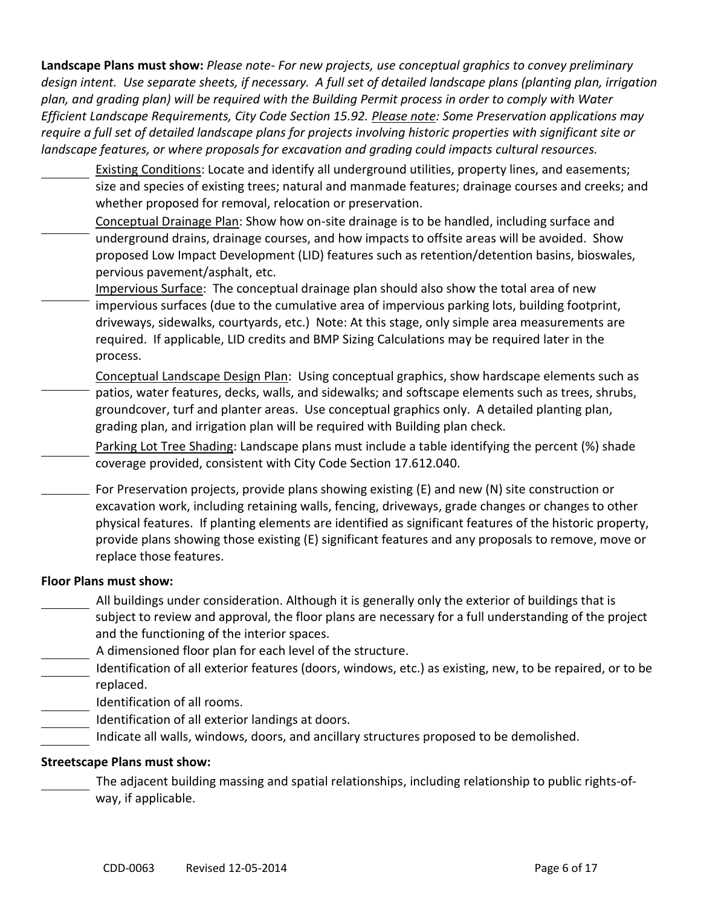**Landscape Plans must show:** *Please note- For new projects, use conceptual graphics to convey preliminary design intent. Use separate sheets, if necessary. A full set of detailed landscape plans (planting plan, irrigation plan, and grading plan) will be required with the Building Permit process in order to comply with Water Efficient Landscape Requirements, City Code Section 15.92. Please note: Some Preservation applications may require a full set of detailed landscape plans for projects involving historic properties with significant site or landscape features, or where proposals for excavation and grading could impacts cultural resources.*

- ________ Existing Conditions: Locate and identify all underground utilities, property lines, and easements; size and species of existing trees; natural and manmade features; drainage courses and creeks; and whether proposed for removal, relocation or preservation.
- ________ Conceptual Drainage Plan: Show how on-site drainage is to be handled, including surface and underground drains, drainage courses, and how impacts to offsite areas will be avoided. Show proposed Low Impact Development (LID) features such as retention/detention basins, bioswales, pervious pavement/asphalt, etc.
- ________ Impervious Surface: The conceptual drainage plan should also show the total area of new impervious surfaces (due to the cumulative area of impervious parking lots, building footprint, driveways, sidewalks, courtyards, etc.) Note: At this stage, only simple area measurements are required. If applicable, LID credits and BMP Sizing Calculations may be required later in the process.
- ________ Conceptual Landscape Design Plan: Using conceptual graphics, show hardscape elements such as patios, water features, decks, walls, and sidewalks; and softscape elements such as trees, shrubs, groundcover, turf and planter areas. Use conceptual graphics only. A detailed planting plan, grading plan, and irrigation plan will be required with Building plan check.
- ________ Parking Lot Tree Shading: Landscape plans must include a table identifying the percent (%) shade coverage provided, consistent with City Code Section 17.612.040.
- ________ For Preservation projects, provide plans showing existing (E) and new (N) site construction or excavation work, including retaining walls, fencing, driveways, grade changes or changes to other physical features. If planting elements are identified as significant features of the historic property, provide plans showing those existing (E) significant features and any proposals to remove, move or replace those features.

**Floor Plans must show:**

- ________ All buildings under consideration. Although it is generally only the exterior of buildings that is subject to review and approval, the floor plans are necessary for a full understanding of the project and the functioning of the interior spaces.
- ________ A dimensioned floor plan for each level of the structure.
- ________ Identification of all exterior features (doors, windows, etc.) as existing, new, to be repaired, or to be replaced.
- ________ Identification of all rooms.
- ________ Identification of all exterior landings at doors.
- ________ Indicate all walls, windows, doors, and ancillary structures proposed to be demolished.

**Streetscape Plans must show:**

- ________ The adjacent building massing and spatial relationships, including relationship to public rights-of-way, if applicable.

CDD-0063 Revised 12-05-2014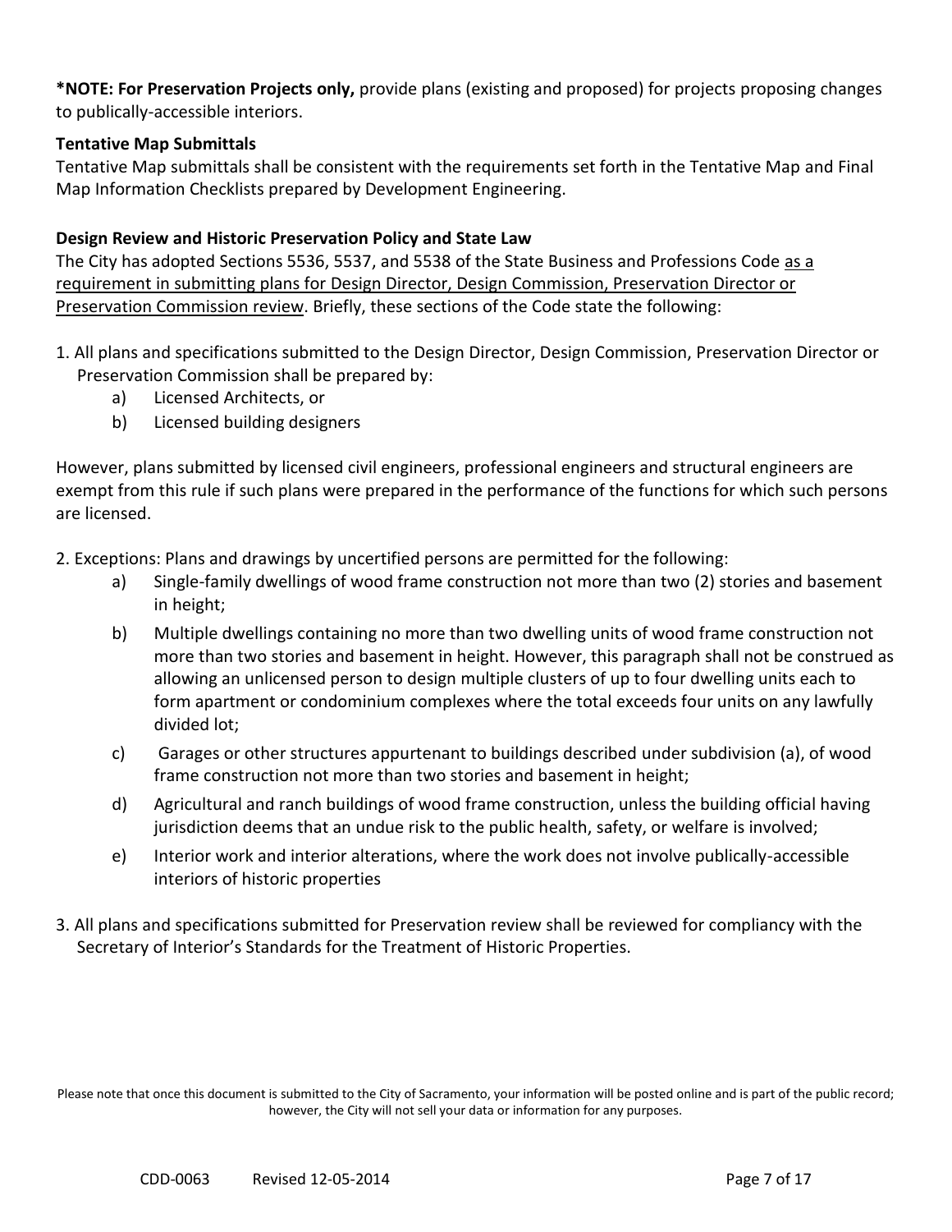**\*NOTE: For Preservation Projects only,** provide plans (existing and proposed) for projects proposing changes to publically-accessible interiors.

**Tentative Map Submittals**

Tentative Map submittals shall be consistent with the requirements set forth in the Tentative Map and Final Map Information Checklists prepared by Development Engineering.

**Design Review and Historic Preservation Policy and State Law**

The City has adopted Sections 5536, 5537, and 5538 of the State Business and Professions Code as a requirement in submitting plans for Design Director, Design Commission, Preservation Director or Preservation Commission review. Briefly, these sections of the Code state the following:

1. All plans and specifications submitted to the Design Director, Design Commission, Preservation Director or Preservation Commission shall be prepared by:
   a) Licensed Architects, or
   b) Licensed building designers

However, plans submitted by licensed civil engineers, professional engineers and structural engineers are exempt from this rule if such plans were prepared in the performance of the functions for which such persons are licensed.

2. Exceptions: Plans and drawings by uncertified persons are permitted for the following:
   a) Single-family dwellings of wood frame construction not more than two (2) stories and basement in height;
   b) Multiple dwellings containing no more than two dwelling units of wood frame construction not more than two stories and basement in height. However, this paragraph shall not be construed as allowing an unlicensed person to design multiple clusters of up to four dwelling units each to form apartment or condominium complexes where the total exceeds four units on any lawfully divided lot;
   c) Garages or other structures appurtenant to buildings described under subdivision (a), of wood frame construction not more than two stories and basement in height;
   d) Agricultural and ranch buildings of wood frame construction, unless the building official having jurisdiction deems that an undue risk to the public health, safety, or welfare is involved;
   e) Interior work and interior alterations, where the work does not involve publically-accessible interiors of historic properties

3. All plans and specifications submitted for Preservation review shall be reviewed for compliancy with the Secretary of Interior's Standards for the Treatment of Historic Properties.

Please note that once this document is submitted to the City of Sacramento, your information will be posted online and is part of the public record; however, the City will not sell your data or information for any purposes.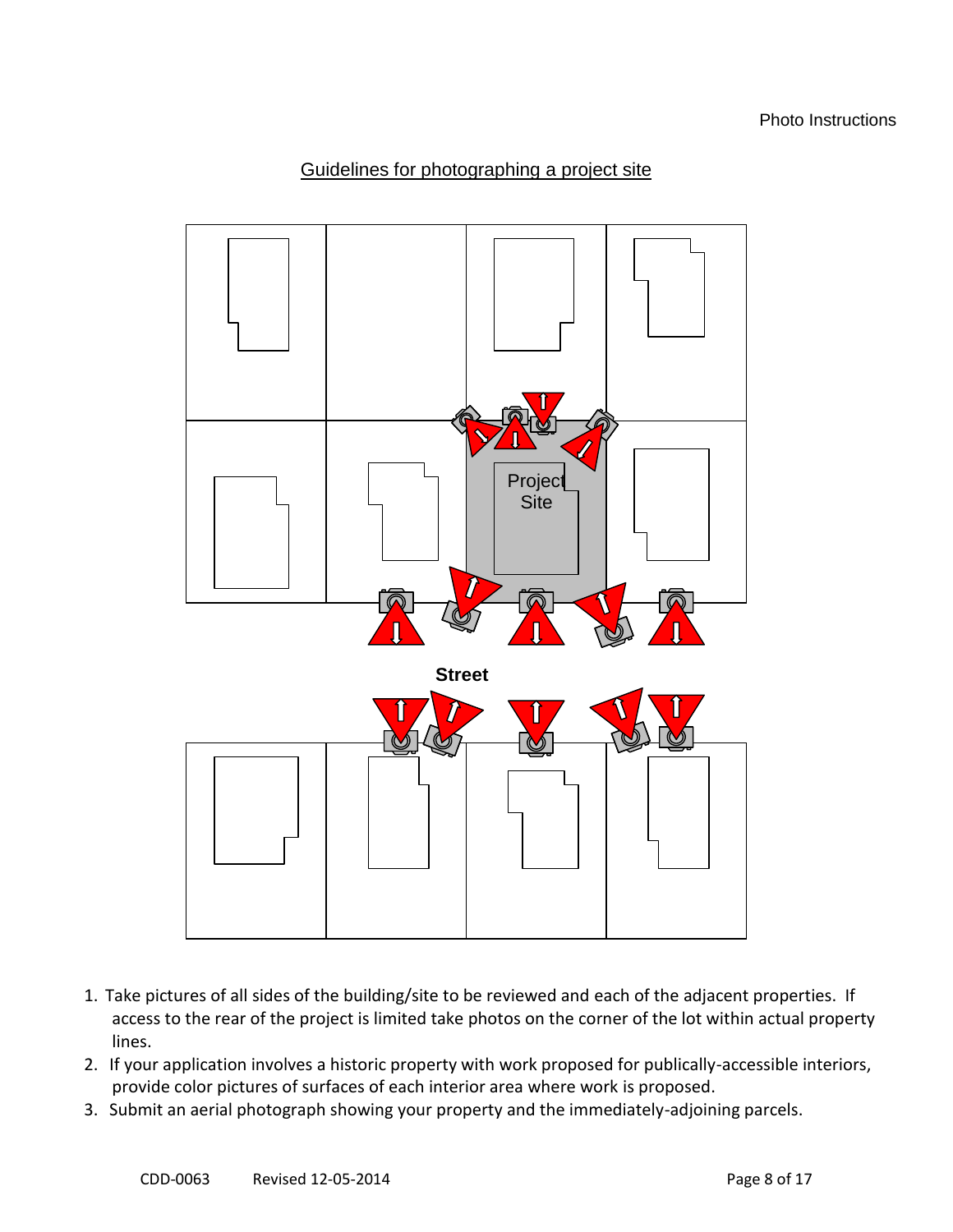## Guidelines for photographing a project site

Project Site

Street

1. Take pictures of all sides of the building/site to be reviewed and each of the adjacent properties. If access to the rear of the project is limited take photos on the corner of the lot within actual property lines.
2. If your application involves a historic property with work proposed for publically-accessible interiors, provide color pictures of surfaces of each interior area where work is proposed.
3. Submit an aerial photograph showing your property and the immediately-adjoining parcels.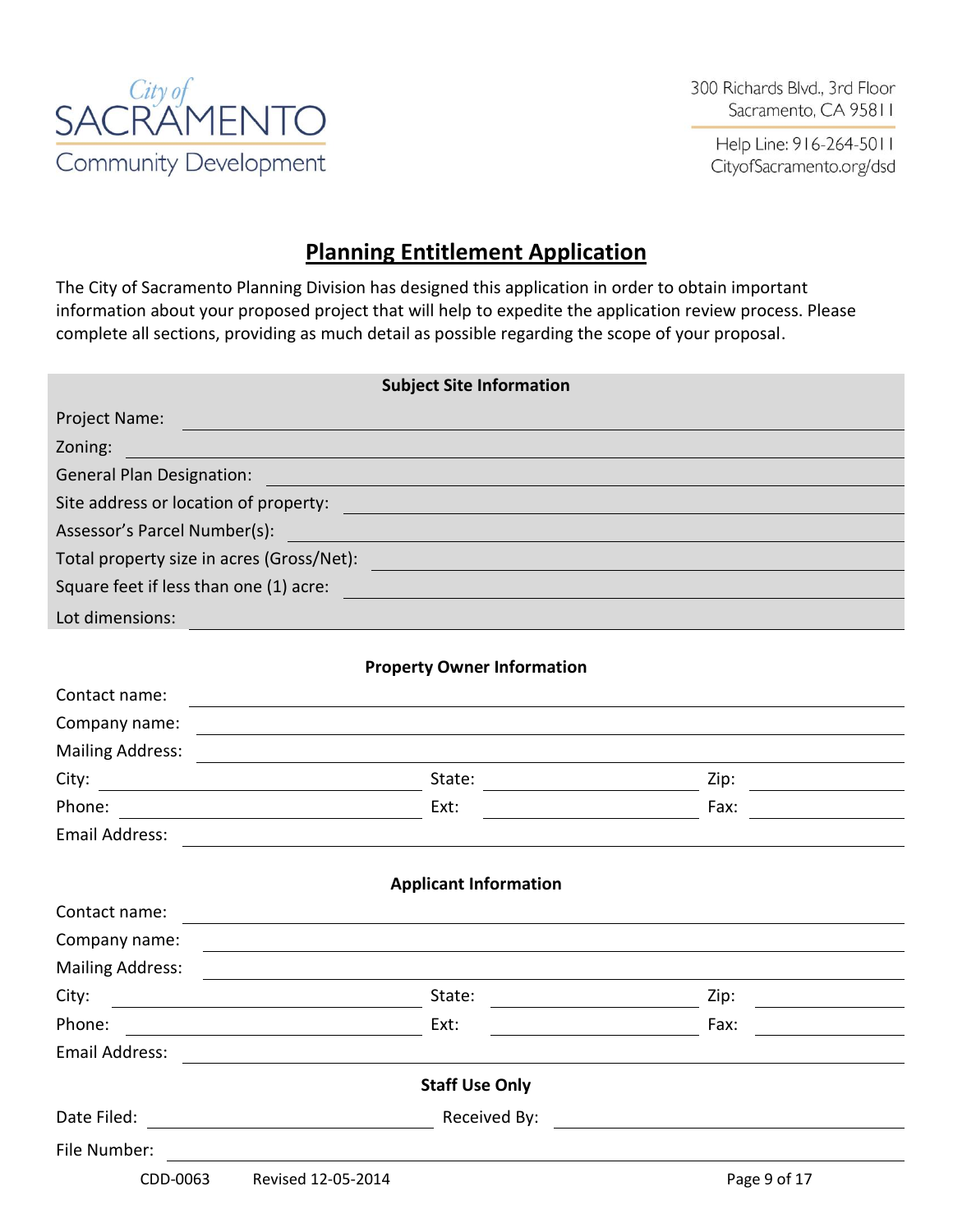City of SACRAMENTO Community Development

300 Richards Blvd., 3rd Floor
Sacramento, CA 95811

Help Line: 916-264-5011
CityofSacramento.org/dsd

# Planning Entitlement Application

The City of Sacramento Planning Division has designed this application in order to obtain important information about your proposed project that will help to expedite the application review process. Please complete all sections, providing as much detail as possible regarding the scope of your proposal.

## Subject Site Information

Project Name: ____________________

Zoning: ____________________

General Plan Designation: ____________________

Site address or location of property: ____________________

Assessor's Parcel Number(s): ____________________

Total property size in acres (Gross/Net): ____________________

Square feet if less than one (1) acre: ____________________

Lot dimensions: ____________________

## Property Owner Information

Contact name: ____________________

Company name: ____________________

Mailing Address: ____________________

City: ____________________ State: ____________________ Zip: ____________________

Phone: ____________________ Ext: ____________________ Fax: ____________________

Email Address: ____________________

## Applicant Information

Contact name: ____________________

Company name: ____________________

Mailing Address: ____________________

City: ____________________ State: ____________________ Zip: ____________________

Phone: ____________________ Ext: ____________________ Fax: ____________________

Email Address: ____________________

## Staff Use Only

Date Filed: ____________________ Received By: ____________________

File Number: ____________________

CDD-0063 Revised 12-05-2014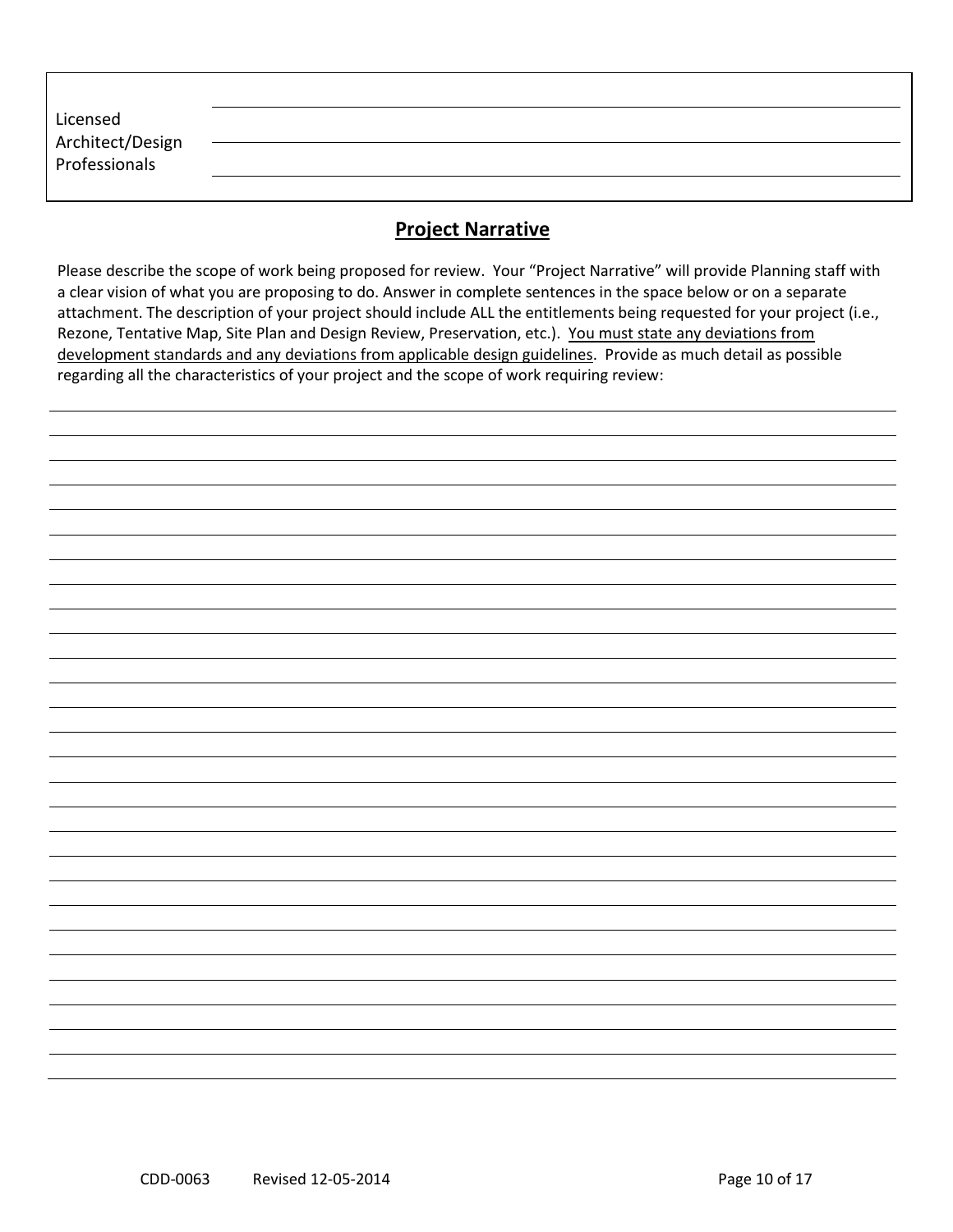| Licensed Architect/Design Professionals | |
|---|---|
| | |
| | |

## Project Narrative

Please describe the scope of work being proposed for review. Your "Project Narrative" will provide Planning staff with a clear vision of what you are proposing to do. Answer in complete sentences in the space below or on a separate attachment. The description of your project should include ALL the entitlements being requested for your project (i.e., Rezone, Tentative Map, Site Plan and Design Review, Preservation, etc.). <u>You must state any deviations from development standards and any deviations from applicable design guidelines</u>. Provide as much detail as possible regarding all the characteristics of your project and the scope of work requiring review:

CDD-0063 Revised 12-05-2014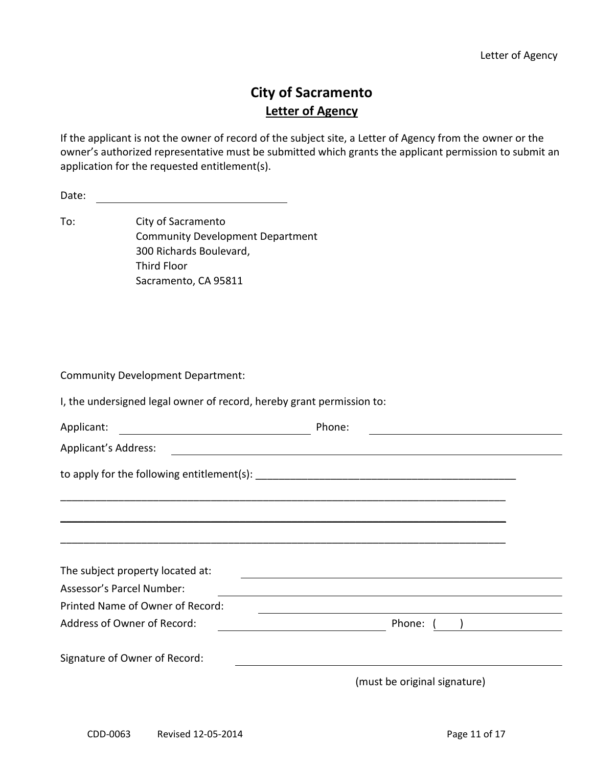# City of Sacramento

## Letter of Agency

If the applicant is not the owner of record of the subject site, a Letter of Agency from the owner or the owner's authorized representative must be submitted which grants the applicant permission to submit an application for the requested entitlement(s).

Date: ______________________________

To: City of Sacramento
Community Development Department
300 Richards Boulevard,
Third Floor
Sacramento, CA 95811

Community Development Department:

I, the undersigned legal owner of record, hereby grant permission to:

Applicant: ______________________________ Phone: ______________________________

Applicant's Address: ____________________________________________________________

to apply for the following entitlement(s): _____________________________________________

_______________________________________________________________________________

_______________________________________________________________________________

_______________________________________________________________________________

The subject property located at: ______________________________________________

Assessor's Parcel Number: ___________________________________________________

Printed Name of Owner of Record: _____________________________________________

Address of Owner of Record: ______________________________ Phone: ( ) ______________

Signature of Owner of Record: _________________________________________________

(must be original signature)

CDD-0063 Revised 12-05-2014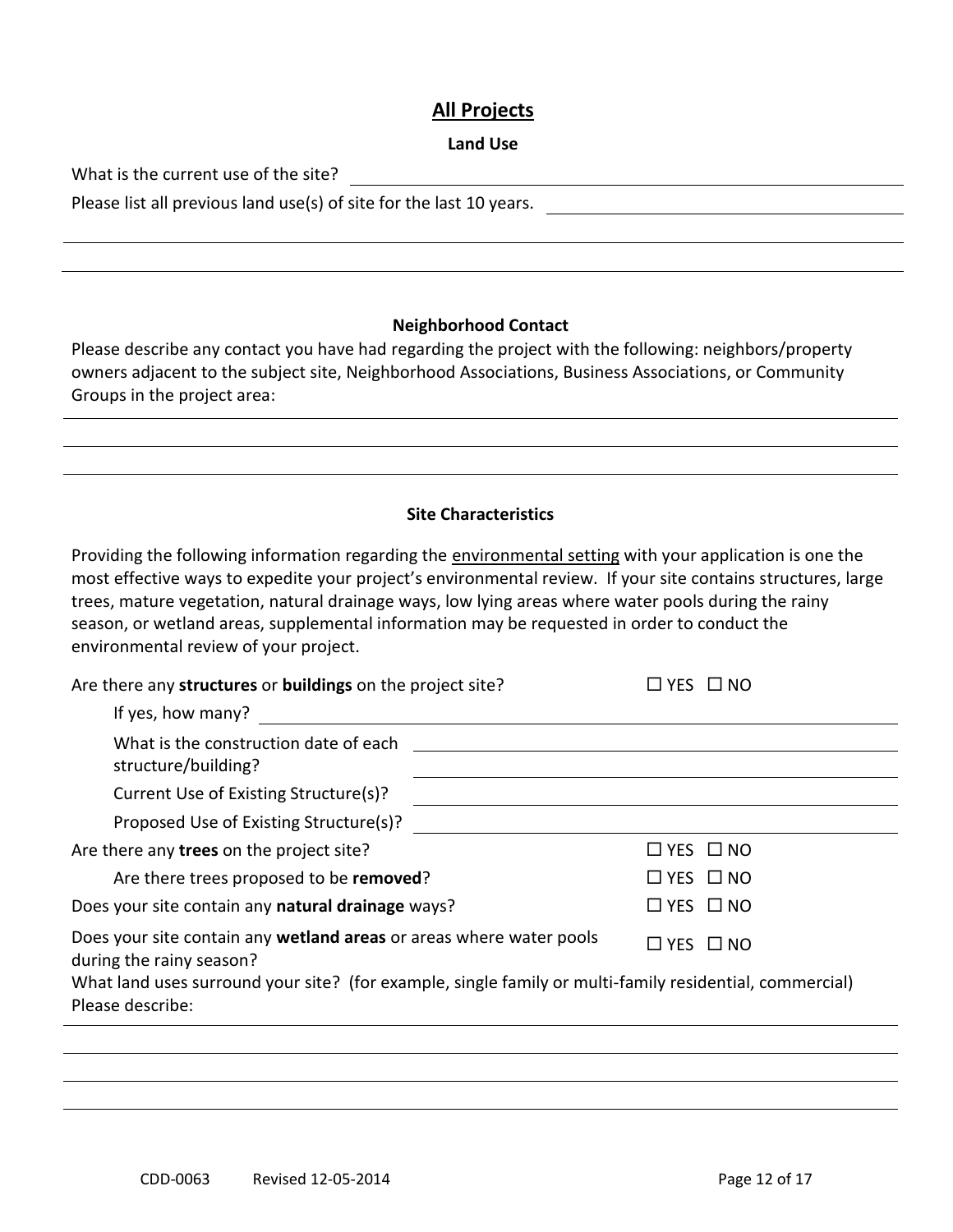## All Projects

### Land Use

What is the current use of the site? ______________________________

Please list all previous land use(s) of site for the last 10 years. ______________________________

______________________________

______________________________

### Neighborhood Contact

Please describe any contact you have had regarding the project with the following: neighbors/property owners adjacent to the subject site, Neighborhood Associations, Business Associations, or Community Groups in the project area:

______________________________

______________________________

______________________________

### Site Characteristics

Providing the following information regarding the environmental setting with your application is one the most effective ways to expedite your project's environmental review. If your site contains structures, large trees, mature vegetation, natural drainage ways, low lying areas where water pools during the rainy season, or wetland areas, supplemental information may be requested in order to conduct the environmental review of your project.

Are there any **structures** or **buildings** on the project site? ☐ YES ☐ NO

If yes, how many? ______________________________

What is the construction date of each structure/building? ______________________________

Current Use of Existing Structure(s)? ______________________________

Proposed Use of Existing Structure(s)? ______________________________

Are there any **trees** on the project site? ☐ YES ☐ NO

Are there trees proposed to be **removed**? ☐ YES ☐ NO

Does your site contain any **natural drainage** ways? ☐ YES ☐ NO

Does your site contain any **wetland areas** or areas where water pools during the rainy season? ☐ YES ☐ NO

What land uses surround your site? (for example, single family or multi-family residential, commercial) Please describe:

______________________________

______________________________

______________________________

______________________________

CDD-0063 Revised 12-05-2014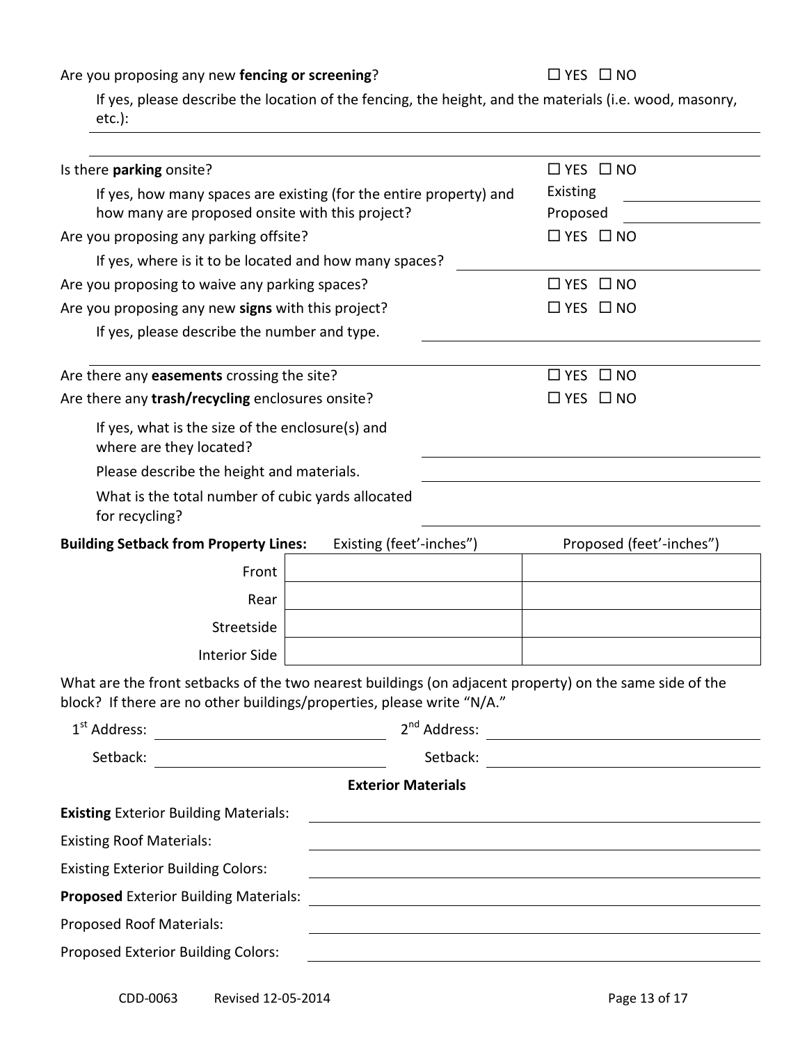Are you proposing any new **fencing or screening**? ☐ YES ☐ NO

If yes, please describe the location of the fencing, the height, and the materials (i.e. wood, masonry, etc.): ______________________________

______________________________

Is there **parking** onsite? ☐ YES ☐ NO

If yes, how many spaces are existing (for the entire property) and how many are proposed onsite with this project?
Existing ______________
Proposed ______________

Are you proposing any parking offsite? ☐ YES ☐ NO

If yes, where is it to be located and how many spaces? ______________________________

Are you proposing to waive any parking spaces? ☐ YES ☐ NO

Are you proposing any new **signs** with this project? ☐ YES ☐ NO

If yes, please describe the number and type. ______________________________

______________________________

Are there any **easements** crossing the site? ☐ YES ☐ NO

Are there any **trash/recycling** enclosures onsite? ☐ YES ☐ NO

If yes, what is the size of the enclosure(s) and where are they located? ______________________________

Please describe the height and materials. ______________________________

What is the total number of cubic yards allocated for recycling? ______________________________

| **Building Setback from Property Lines:** | Existing (feet'-inches") | Proposed (feet'-inches") |
|---|---|---|
| Front | | |
| Rear | | |
| Streetside | | |
| Interior Side | | |

What are the front setbacks of the two nearest buildings (on adjacent property) on the same side of the block? If there are no other buildings/properties, please write "N/A."

1st Address: ______________________ 2nd Address: ______________________

Setback: ______________________ Setback: ______________________

## Exterior Materials

**Existing** Exterior Building Materials: ______________________________

Existing Roof Materials: ______________________________

Existing Exterior Building Colors: ______________________________

**Proposed** Exterior Building Materials: ______________________________

Proposed Roof Materials: ______________________________

Proposed Exterior Building Colors: ______________________________

CDD-0063 Revised 12-05-2014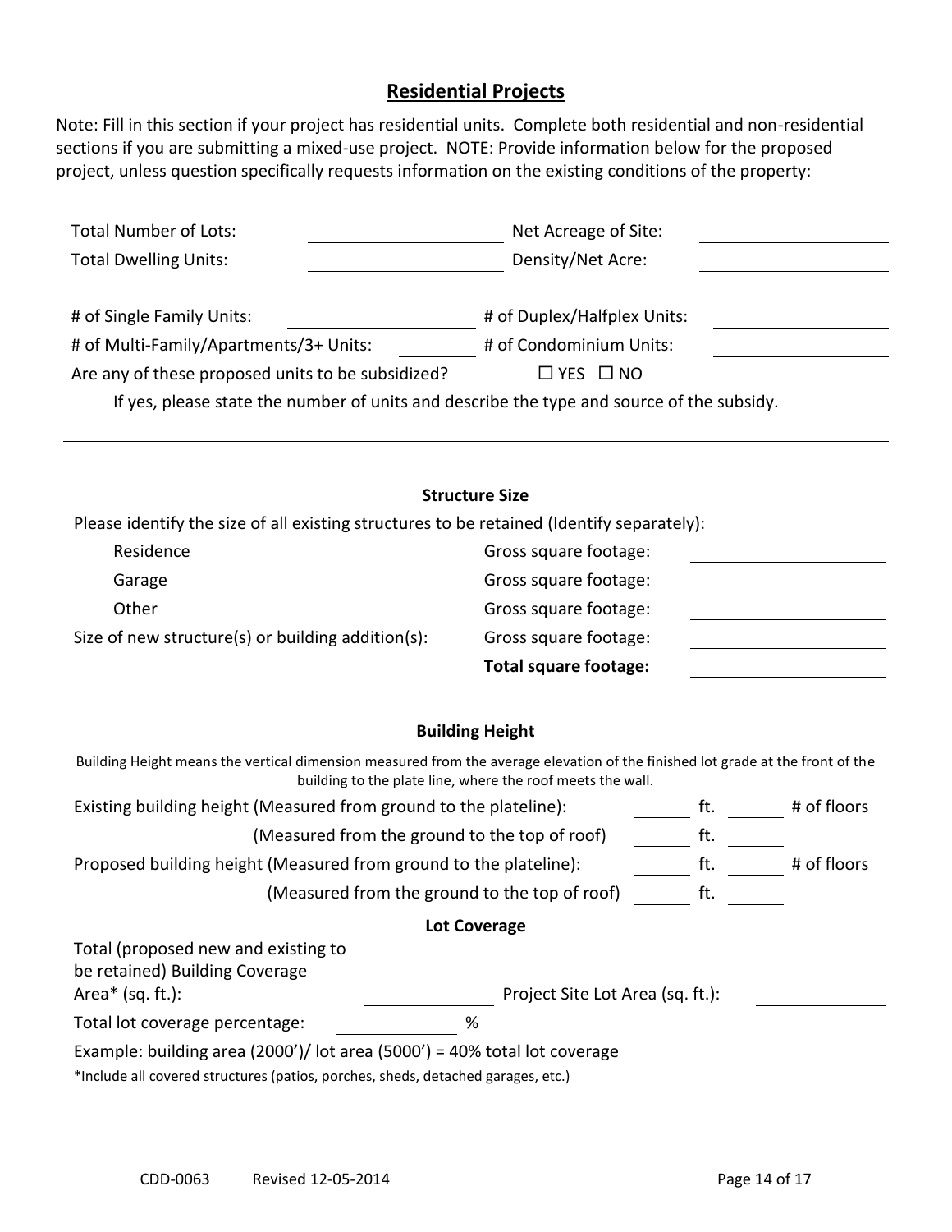## Residential Projects

Note: Fill in this section if your project has residential units. Complete both residential and non-residential sections if you are submitting a mixed-use project. NOTE: Provide information below for the proposed project, unless question specifically requests information on the existing conditions of the property:

| | | | |
|---|---|---|---|
| Total Number of Lots: | ______ | Net Acreage of Site: | ______ |
| Total Dwelling Units: | ______ | Density/Net Acre: | ______ |
| # of Single Family Units: | ______ | # of Duplex/Halfplex Units: | ______ |
| # of Multi-Family/Apartments/3+ Units: | ______ | # of Condominium Units: | ______ |

Are any of these proposed units to be subsidized? ☐ YES ☐ NO

If yes, please state the number of units and describe the type and source of the subsidy.

______________________________________________________________________

### Structure Size

Please identify the size of all existing structures to be retained (Identify separately):

| | | |
|---|---|---|
| Residence | Gross square footage: | ______ |
| Garage | Gross square footage: | ______ |
| Other | Gross square footage: | ______ |
| Size of new structure(s) or building addition(s): | Gross square footage: | ______ |
| | **Total square footage:** | ______ |

### Building Height

Building Height means the vertical dimension measured from the average elevation of the finished lot grade at the front of the building to the plate line, where the roof meets the wall.

| | | | | |
|---|---|---|---|---|
| Existing building height (Measured from ground to the plateline): | ______ | ft. | ______ | # of floors |
| (Measured from the ground to the top of roof) | ______ | ft. | ______ | |
| Proposed building height (Measured from ground to the plateline): | ______ | ft. | ______ | # of floors |
| (Measured from the ground to the top of roof) | ______ | ft. | ______ | |

### Lot Coverage

Total (proposed new and existing to be retained) Building Coverage Area* (sq. ft.): ______ Project Site Lot Area (sq. ft.): ______

Total lot coverage percentage: ______ %

Example: building area (2000')/ lot area (5000') = 40% total lot coverage

*Include all covered structures (patios, porches, sheds, detached garages, etc.)

CDD-0063 Revised 12-05-2014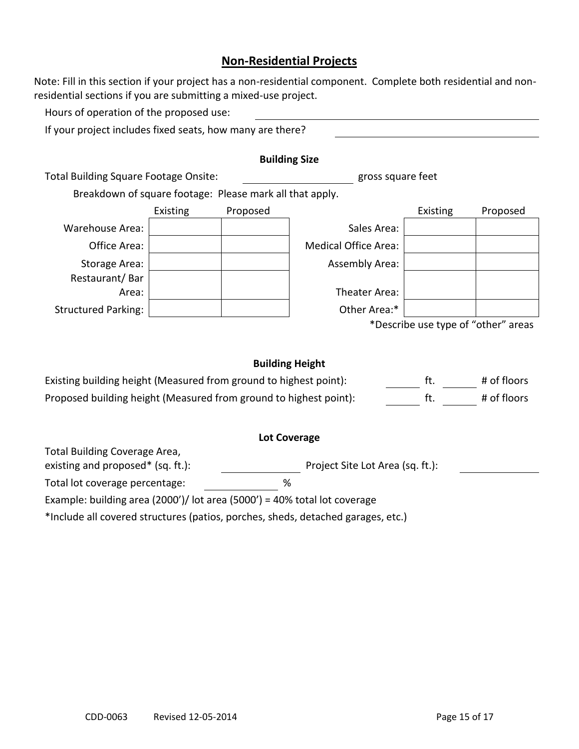## Non-Residential Projects

Note: Fill in this section if your project has a non-residential component. Complete both residential and non-residential sections if you are submitting a mixed-use project.

Hours of operation of the proposed use: ______________________________

If your project includes fixed seats, how many are there? ______________________________

### Building Size

Total Building Square Footage Onsite: ____________ gross square feet

Breakdown of square footage: Please mark all that apply.

| | Existing | Proposed | | Existing | Proposed |
|---|---|---|---|---|---|
| Warehouse Area: | | | Sales Area: | | |
| Office Area: | | | Medical Office Area: | | |
| Storage Area: | | | Assembly Area: | | |
| Restaurant/ Bar Area: | | | Theater Area: | | |
| Structured Parking: | | | Other Area:* | | |

*Describe use type of "other" areas

### Building Height

Existing building height (Measured from ground to highest point): ______ ft. ______ # of floors

Proposed building height (Measured from ground to highest point): ______ ft. ______ # of floors

### Lot Coverage

Total Building Coverage Area, existing and proposed* (sq. ft.): ____________ Project Site Lot Area (sq. ft.): ____________

Total lot coverage percentage: ____________ %

Example: building area (2000')/ lot area (5000') = 40% total lot coverage

*Include all covered structures (patios, porches, sheds, detached garages, etc.)

CDD-0063 Revised 12-05-2014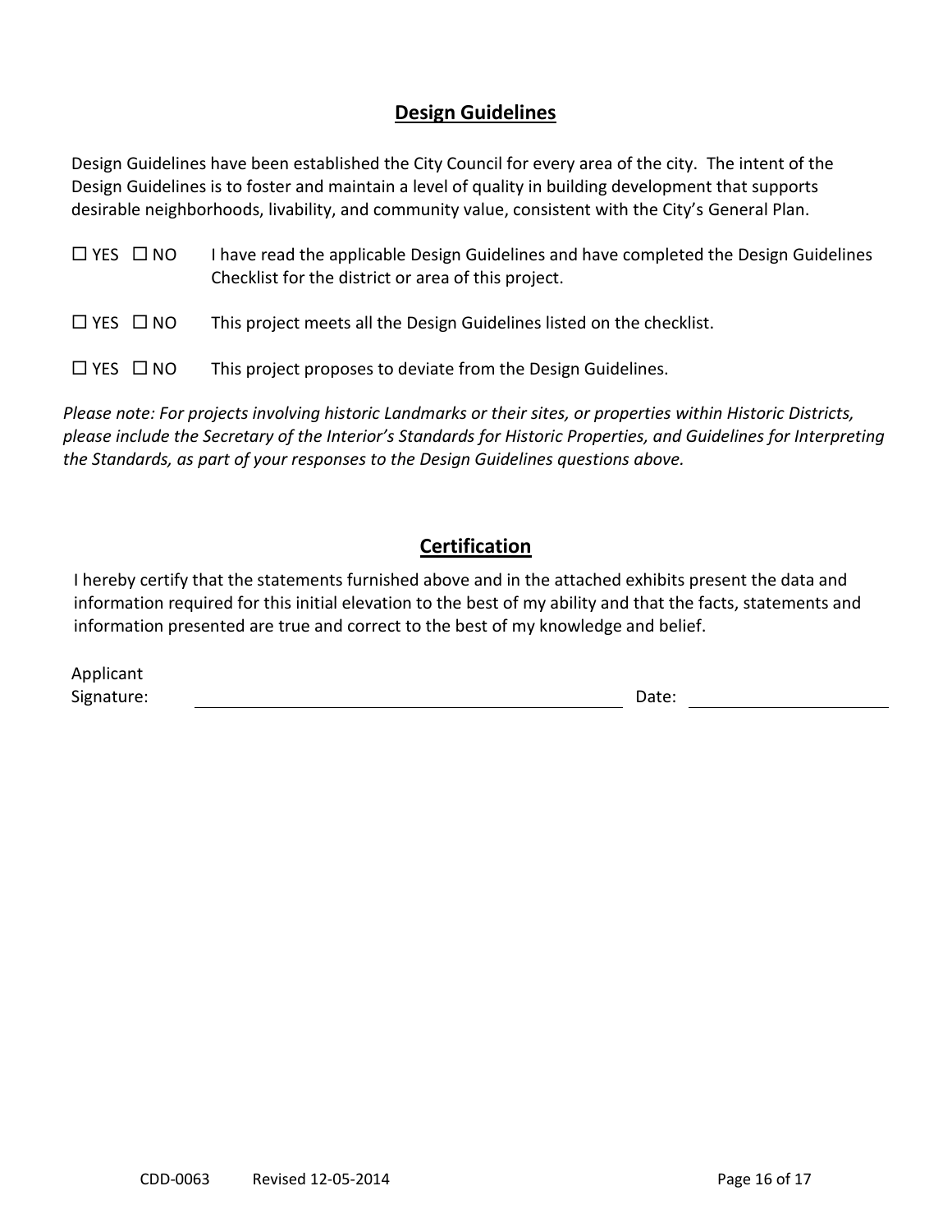## Design Guidelines

Design Guidelines have been established the City Council for every area of the city. The intent of the Design Guidelines is to foster and maintain a level of quality in building development that supports desirable neighborhoods, livability, and community value, consistent with the City's General Plan.

☐ YES ☐ NO I have read the applicable Design Guidelines and have completed the Design Guidelines Checklist for the district or area of this project.

☐ YES ☐ NO This project meets all the Design Guidelines listed on the checklist.

☐ YES ☐ NO This project proposes to deviate from the Design Guidelines.

*Please note: For projects involving historic Landmarks or their sites, or properties within Historic Districts, please include the Secretary of the Interior's Standards for Historic Properties, and Guidelines for Interpreting the Standards, as part of your responses to the Design Guidelines questions above.*

## Certification

I hereby certify that the statements furnished above and in the attached exhibits present the data and information required for this initial elevation to the best of my ability and that the facts, statements and information presented are true and correct to the best of my knowledge and belief.

Applicant Signature: ______________________________ Date: ____________________

CDD-0063 Revised 12-05-2014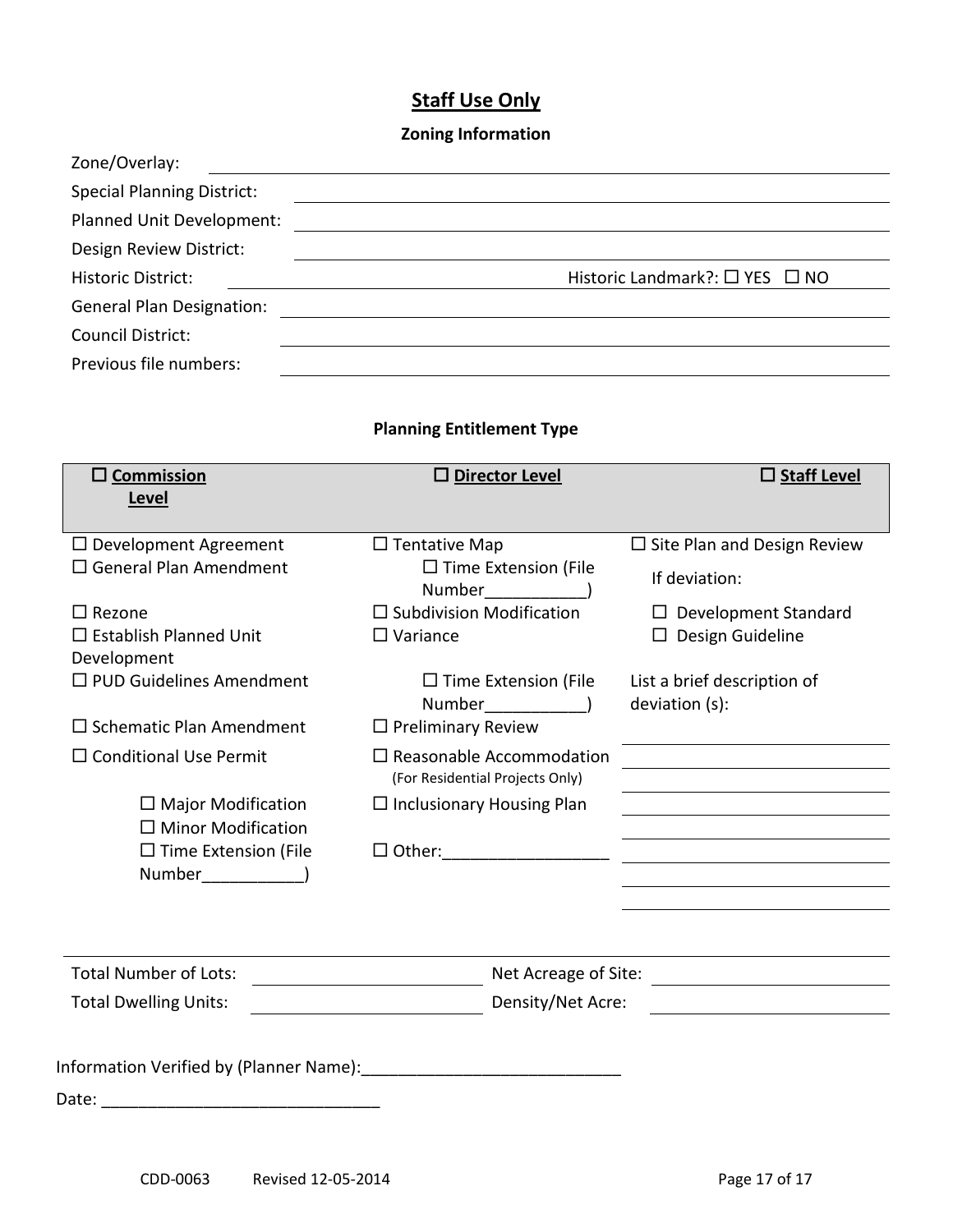## Staff Use Only

### Zoning Information

Zone/Overlay: ____________________

Special Planning District: ____________________

Planned Unit Development: ____________________

Design Review District: ____________________

Historic District: ____________________ Historic Landmark?: ☐ YES ☐ NO

General Plan Designation: ____________________

Council District: ____________________

Previous file numbers: ____________________

### Planning Entitlement Type

| ☐ **Commission Level** | ☐ **Director Level** | ☐ **Staff Level** |
|---|---|---|
| ☐ Development Agreement<br>☐ General Plan Amendment<br>☐ Rezone<br>☐ Establish Planned Unit Development<br>☐ PUD Guidelines Amendment<br>☐ Schematic Plan Amendment<br>☐ Conditional Use Permit<br>☐ Major Modification<br>☐ Minor Modification<br>☐ Time Extension (File Number___________) | ☐ Tentative Map<br>☐ Time Extension (File Number___________)<br>☐ Subdivision Modification<br>☐ Variance<br>☐ Time Extension (File Number___________)<br>☐ Preliminary Review<br>☐ Reasonable Accommodation (For Residential Projects Only)<br>☐ Inclusionary Housing Plan<br>☐ Other:__________________ | ☐ Site Plan and Design Review<br>If deviation:<br>☐ Development Standard<br>☐ Design Guideline<br>List a brief description of deviation (s):<br>____________________<br>____________________<br>____________________<br>____________________<br>____________________<br>____________________<br>____________________ |

Total Number of Lots: ____________________ Net Acreage of Site: ____________________

Total Dwelling Units: ____________________ Density/Net Acre: ____________________

Information Verified by (Planner Name):____________________________

Date: ______________________________

CDD-0063 Revised 12-05-2014